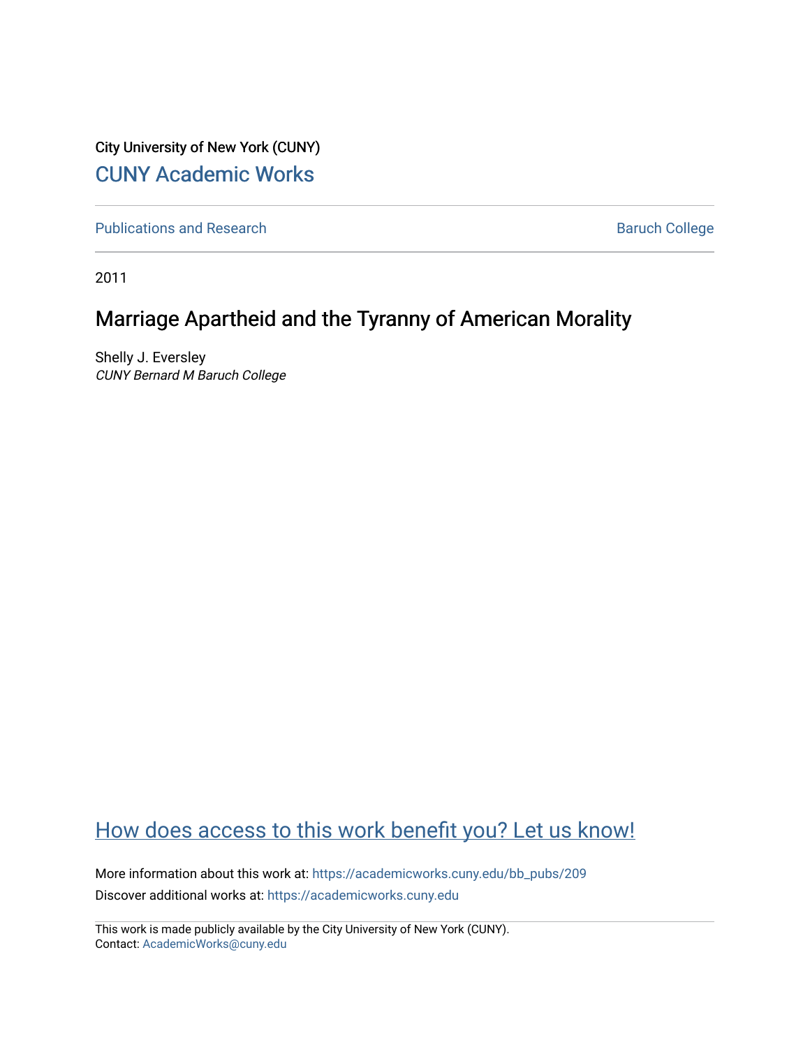City University of New York (CUNY)

CUNY Academic Works

Publications and Research

Baruch College

2011

# Marriage Apartheid and the Tyranny of American Morality

Shelly J. Eversley
*CUNY Bernard M Baruch College*

How does access to this work benefit you? Let us know!

More information about this work at: https://academicworks.cuny.edu/bb_pubs/209

Discover additional works at: https://academicworks.cuny.edu

This work is made publicly available by the City University of New York (CUNY).
Contact: AcademicWorks@cuny.edu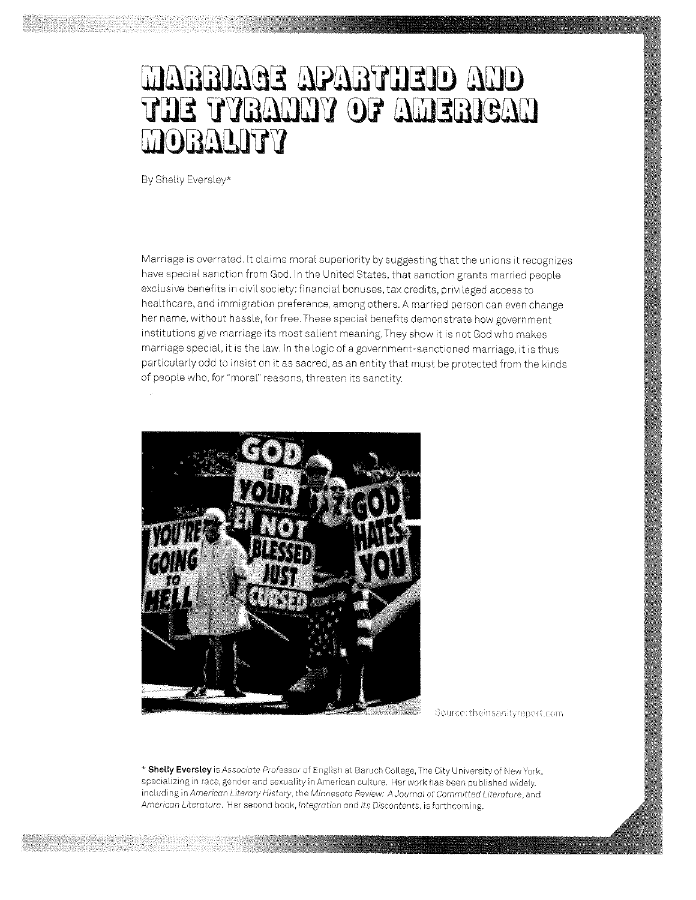# MARRIAGE APARTHEID AND THE TYRANNY OF AMERICAN MORALITY

By Shelly Eversley*

Marriage is overrated. It claims moral superiority by suggesting that the unions it recognizes have special sanction from God. In the United States, that sanction grants married people exclusive benefits in civil society: financial bonuses, tax credits, privileged access to healthcare, and immigration preference, among others. A married person can even change her name, without hassle, for free. These special benefits demonstrate how government institutions give marriage its most salient meaning. They show it is not God who makes marriage special, it is the law. In the logic of a government-sanctioned marriage, it is thus particularly odd to insist on it as sacred, as an entity that must be protected from the kinds of people who, for "moral" reasons, threaten its sanctity.

Source: theinsanityreport.com

\* **Shelly Eversley** is *Associate Professor* of English at Baruch College, The City University of New York, specializing in race, gender and sexuality in American culture. Her work has been published widely, including in *American Literary History*, the *Minnesota Review: A Journal of Committed Literature*, and *American Literature*. Her second book, *Integration and Its Discontents*, is forthcoming.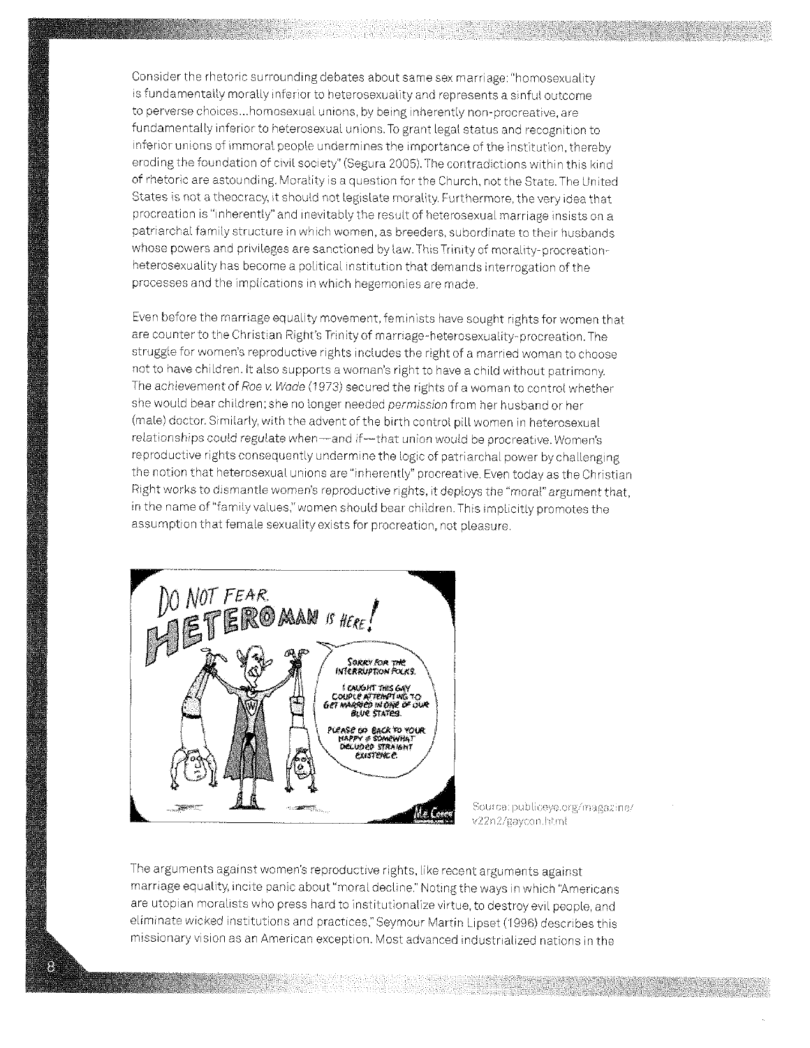Consider the rhetoric surrounding debates about same sex marriage: "homosexuality is fundamentally morally inferior to heterosexuality and represents a sinful outcome to perverse choices...homosexual unions, by being inherently non-procreative, are fundamentally inferior to heterosexual unions. To grant legal status and recognition to inferior unions of immoral people undermines the importance of the institution, thereby eroding the foundation of civil society" (Segura 2005). The contradictions within this kind of rhetoric are astounding. Morality is a question for the Church, not the State. The United States is not a theocracy, it should not legislate morality. Furthermore, the very idea that procreation is "inherently" and inevitably the result of heterosexual marriage insists on a patriarchal family structure in which women, as breeders, subordinate to their husbands whose powers and privileges are sanctioned by law. This Trinity of morality-procreation-heterosexuality has become a political institution that demands interrogation of the processes and the implications in which hegemonies are made.

Even before the marriage equality movement, feminists have sought rights for women that are counter to the Christian Right's Trinity of marriage-heterosexuality-procreation. The struggle for women's reproductive rights includes the right of a married woman to choose not to have children. It also supports a woman's right to have a child without patrimony. The achievement of *Roe v. Wade* (1973) secured the rights of a woman to control whether she would bear children; she no longer needed *permission* from her husband or her (male) doctor. Similarly, with the advent of the birth control pill women in heterosexual relationships *could regulate* when—and *if*—that union would be procreative. Women's reproductive rights consequently undermine the logic of patriarchal power by challenging the notion that heterosexual unions are "inherently" procreative. Even today as the Christian Right works to dismantle women's reproductive rights, it deploys the "moral" argument that, in the name of "family values," women should bear children. This implicitly promotes the assumption that female sexuality exists for procreation, not pleasure.

Source: publiceye.org/magazine/v22n2/gaycon.html

The arguments against women's reproductive rights, like recent arguments against marriage equality, incite panic about "moral decline." Noting the ways in which "Americans are utopian moralists who press hard to institutionalize virtue, to destroy evil people, and eliminate wicked institutions and practices," Seymour Martin Lipset (1996) describes this missionary vision as an American exception. Most advanced industrialized nations in the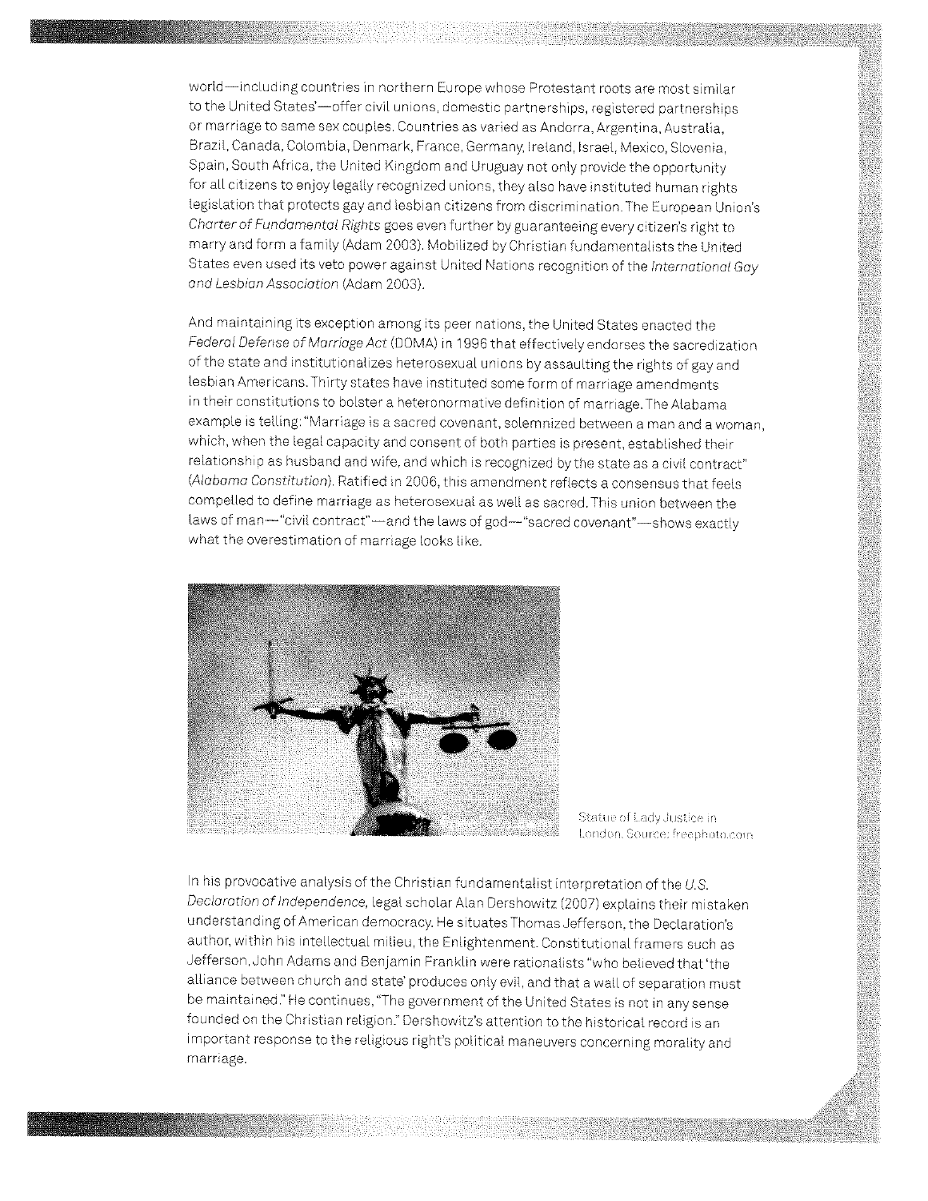world—including countries in northern Europe whose Protestant roots are most similar to the United States'—offer civil unions, domestic partnerships, registered partnerships or marriage to same sex couples. Countries as varied as Andorra, Argentina, Australia, Brazil, Canada, Colombia, Denmark, France, Germany, Ireland, Israel, Mexico, Slovenia, Spain, South Africa, the United Kingdom and Uruguay not only provide the opportunity for all citizens to enjoy legally recognized unions, they also have instituted human rights legislation that protects gay and lesbian citizens from discrimination. The European Union's *Charter of Fundamental Rights* goes even further by guaranteeing every citizen's right to marry and form a family (Adam 2003). Mobilized by Christian fundamentalists the United States even used its veto power against United Nations recognition of the *International Gay and Lesbian Association* (Adam 2003).

And maintaining its exception among its peer nations, the United States enacted the *Federal Defense of Marriage Act* (DOMA) in 1996 that effectively endorses the sacredization of the state and institutionalizes heterosexual unions by assaulting the rights of gay and lesbian Americans. Thirty states have instituted some form of marriage amendments in their constitutions to bolster a heteronormative definition of marriage. The Alabama example is telling: "Marriage is a sacred covenant, solemnized between a man and a woman, which, when the legal capacity and consent of both parties is present, established their relationship as husband and wife, and which is recognized by the state as a civil contract" (*Alabama Constitution*). Ratified in 2006, this amendment reflects a consensus that feels compelled to define marriage as heterosexual as well as sacred. This union between the laws of man—"civil contract"—and the laws of god—"sacred covenant"—shows exactly what the overestimation of marriage looks like.

Statue of Lady Justice in London. Source: freephoto.com

In his provocative analysis of the Christian fundamentalist interpretation of the *U.S. Declaration of Independence*, legal scholar Alan Dershowitz (2007) explains their mistaken understanding of American democracy. He situates Thomas Jefferson, the Declaration's author, within his intellectual milieu, the Enlightenment. Constitutional framers such as Jefferson, John Adams and Benjamin Franklin were rationalists "who believed that 'the alliance between church and state' produces only evil, and that a wall of separation must be maintained." He continues, "The government of the United States is not in any sense founded on the Christian religion." Dershowitz's attention to the historical record is an important response to the religious right's political maneuvers concerning morality and marriage.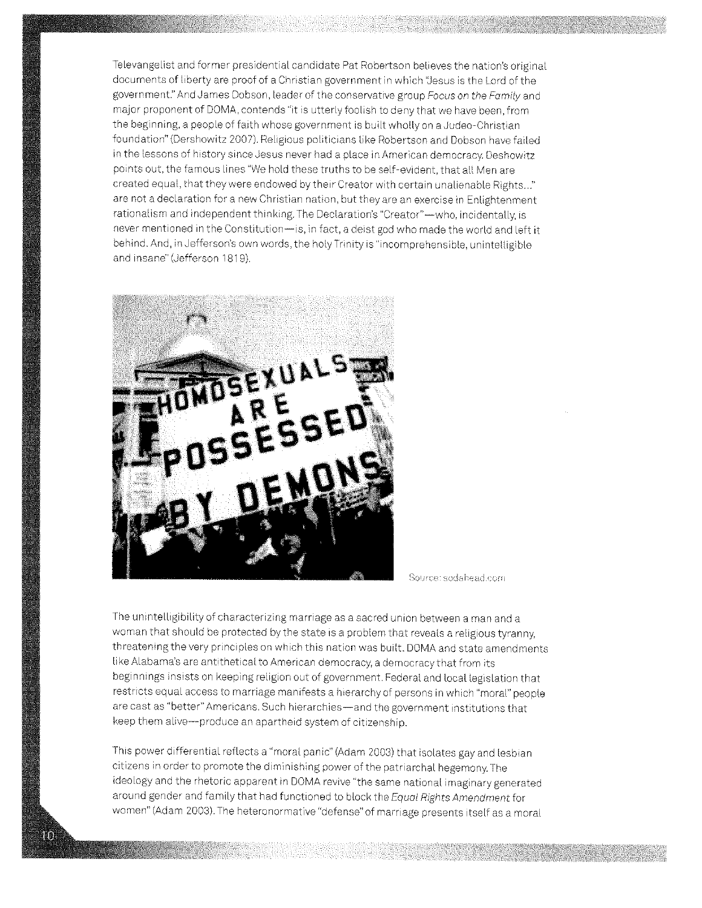Televangelist and former presidential candidate Pat Robertson believes the nation's original documents of liberty are proof of a Christian government in which "Jesus is the Lord of the government." And James Dobson, leader of the conservative group *Focus on the Family* and major proponent of DOMA, contends "it is utterly foolish to deny that we have been, from the beginning, a people of faith whose government is built wholly on a Judeo-Christian foundation" (Dershowitz 2007). Religious politicians like Robertson and Dobson have failed in the lessons of history since Jesus never had a place in American democracy. Deshowitz points out, the famous lines "We hold these truths to be self-evident, that all Men are created equal, that they were endowed by their Creator with certain unalienable Rights..." are not a declaration for a new Christian nation, but they are an exercise in Enlightenment rationalism and independent thinking. The Declaration's "Creator"—who, incidentally, is never mentioned in the Constitution—is, in fact, a deist god who made the world and left it behind. And, in Jefferson's own words, the holy Trinity is "incomprehensible, unintelligible and insane" (Jefferson 1819).

Source: sodahead.com

The unintelligibility of characterizing marriage as a sacred union between a man and a woman that should be protected by the state is a problem that reveals a religious tyranny, threatening the very principles on which this nation was built. DOMA and state amendments like Alabama's are antithetical to American democracy, a democracy that from its beginnings insists on keeping religion out of government. Federal and local legislation that restricts equal access to marriage manifests a hierarchy of persons in which "moral" people are cast as "better" Americans. Such hierarchies—and the government institutions that keep them alive—produce an apartheid system of citizenship.

This power differential reflects a "moral panic" (Adam 2003) that isolates gay and lesbian citizens in order to promote the diminishing power of the patriarchal hegemony. The ideology and the rhetoric apparent in DOMA revive "the same national imaginary generated around gender and family that had functioned to block the *Equal Rights Amendment* for women" (Adam 2003). The heteronormative "defense" of marriage presents itself as a moral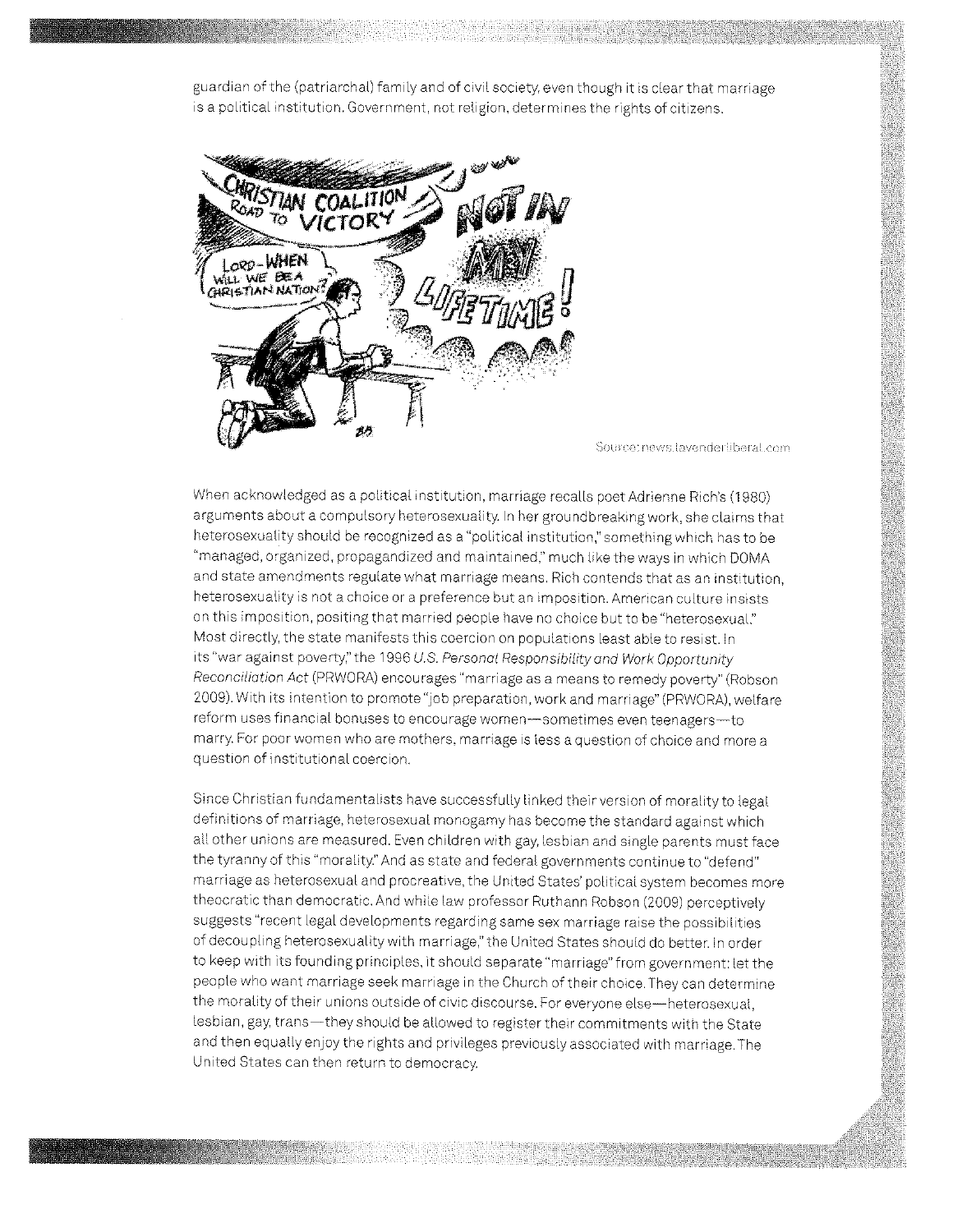guardian of the (patriarchal) family and of civil society, even though it is clear that marriage is a political institution. Government, not religion, determines the rights of citizens.

Source: news.lavenderliberal.com

When acknowledged as a political institution, marriage recalls poet Adrienne Rich's (1980) arguments about a compulsory heterosexuality. In her groundbreaking work, she claims that heterosexuality should be recognized as a "political institution," something which has to be "managed, organized, propagandized and maintained," much like the ways in which DOMA and state amendments regulate what marriage means. Rich contends that as an institution, heterosexuality is not a choice or a preference but an imposition. American culture insists on this imposition, positing that married people have no choice but to be "heterosexual." Most directly, the state manifests this coercion on populations least able to resist. In its "war against poverty," the 1996 *U.S. Personal Responsibility and Work Opportunity Reconciliation Act* (PRWORA) encourages "marriage as a means to remedy poverty" (Robson 2009). With its intention to promote "job preparation, work and marriage" (PRWORA), welfare reform uses financial bonuses to encourage women—sometimes even teenagers—to marry. For poor women who are mothers, marriage is less a question of choice and more a question of institutional coercion.

Since Christian fundamentalists have successfully linked their version of morality to legal definitions of marriage, heterosexual monogamy has become the standard against which all other unions are measured. Even children with gay, lesbian and single parents must face the tyranny of this "morality." And as state and federal governments continue to "defend" marriage as heterosexual and procreative, the United States' political system becomes more theocratic than democratic. And while law professor Ruthann Robson (2009) perceptively suggests "recent legal developments regarding same sex marriage raise the possibilities of decoupling heterosexuality with marriage," the United States should do better. In order to keep with its founding principles, it should separate "marriage" from government: let the people who want marriage seek marriage in the Church of their choice. They can determine the morality of their unions outside of civic discourse. For everyone else—heterosexual, lesbian, gay, trans—they should be allowed to register their commitments with the State and then equally enjoy the rights and privileges previously associated with marriage. The United States can then return to democracy.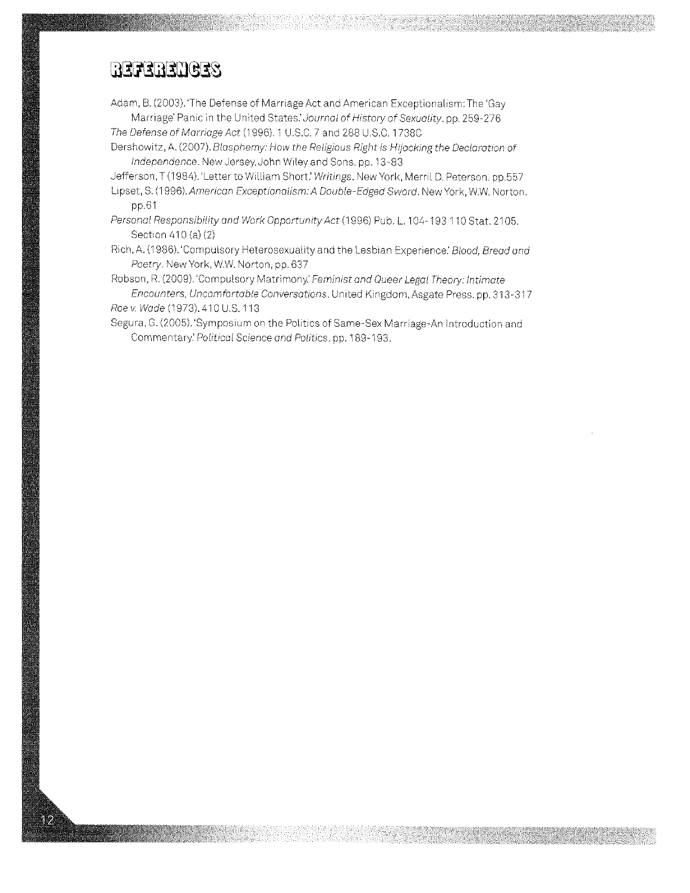# REFERENCES

Adam, B. (2003). 'The Defense of Marriage Act and American Exceptionalism: The 'Gay Marriage' Panic in the United States.' *Journal of History of Sexuality*. pp. 259-276

*The Defense of Marriage Act* (1996). 1 U.S.C. 7 and 288 U.S.C. 1738C

Dershowitz, A. (2007). *Blasphemy: How the Religious Right is Hijacking the Declaration of Independence*. New Jersey, John Wiley and Sons. pp. 13-83

Jefferson, T (1984). 'Letter to William Short.' *Writings*. New York, Merril D. Peterson. pp.557

Lipset, S. (1996). *American Exceptionalism: A Double-Edged Sword*. New York, W.W. Norton. pp.61

*Personal Responsibility and Work Opportunity Act* (1996) Pub. L. 104-193 110 Stat. 2105. Section 410 (a) (2)

Rich, A. (1986). 'Compulsory Heterosexuality and the Lesbian Experience.' *Blood, Bread and Poetry*. New York, W.W. Norton, pp. 637

Robson, R. (2009). 'Compulsory Matrimony.' *Feminist and Queer Legal Theory: Intimate Encounters, Uncomfortable Conversations*. United Kingdom, Asgate Press. pp. 313-317

*Roe v. Wade* (1973). 410 U.S. 113

Segura, G. (2005). 'Symposium on the Politics of Same-Sex Marriage-An Introduction and Commentary.' *Political Science and Politics*. pp. 189-193.